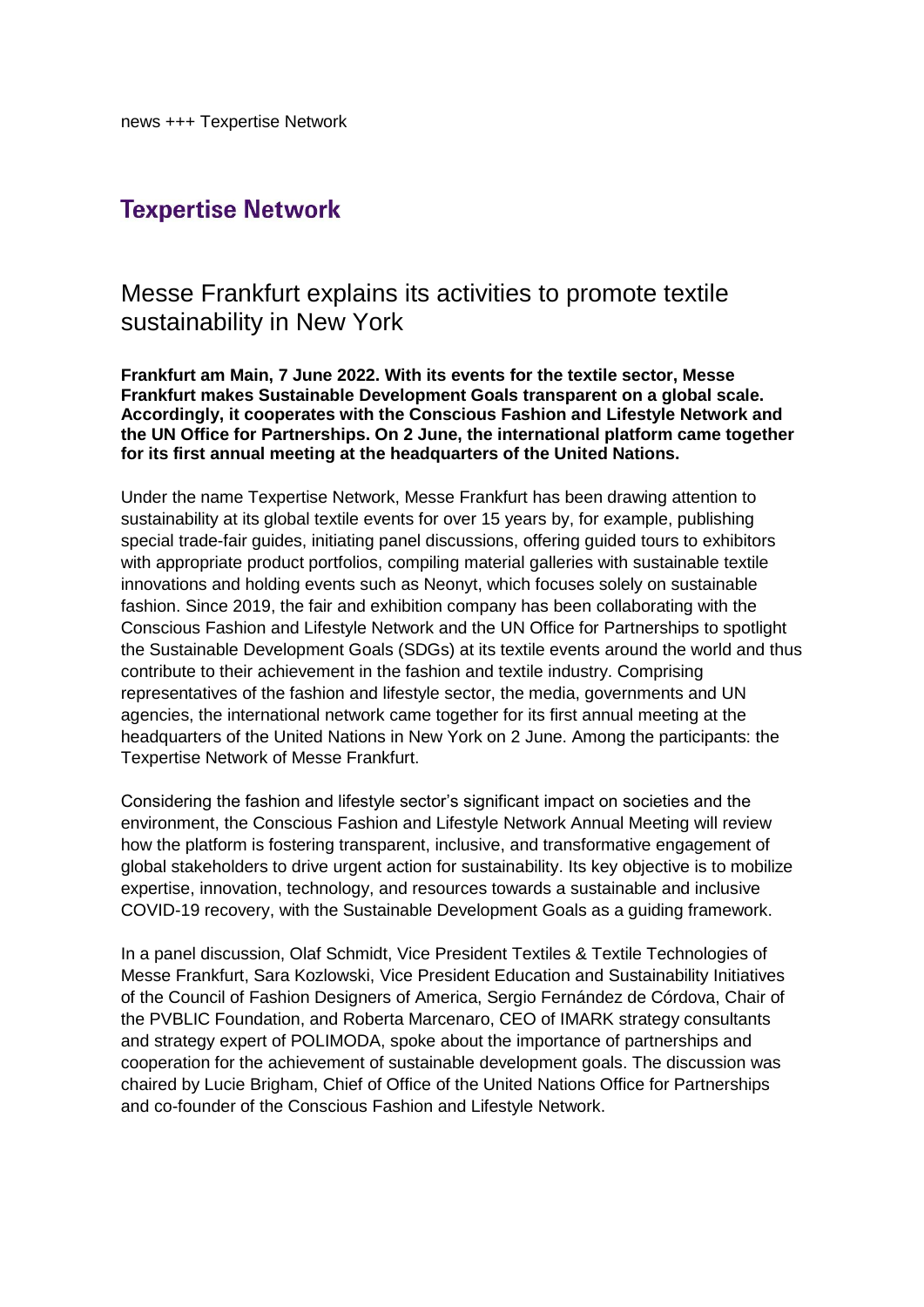news +++ Texpertise Network

# Texpertise Network

## Messe Frankfurt explains its activities to promote textile sustainability in New York

**Frankfurt am Main, 7 June 2022. With its events for the textile sector, Messe Frankfurt makes Sustainable Development Goals transparent on a global scale. Accordingly, it cooperates with the Conscious Fashion and Lifestyle Network and the UN Office for Partnerships. On 2 June, the international platform came together for its first annual meeting at the headquarters of the United Nations.**

Under the name Texpertise Network, Messe Frankfurt has been drawing attention to sustainability at its global textile events for over 15 years by, for example, publishing special trade-fair guides, initiating panel discussions, offering guided tours to exhibitors with appropriate product portfolios, compiling material galleries with sustainable textile innovations and holding events such as Neonyt, which focuses solely on sustainable fashion. Since 2019, the fair and exhibition company has been collaborating with the Conscious Fashion and Lifestyle Network and the UN Office for Partnerships to spotlight the Sustainable Development Goals (SDGs) at its textile events around the world and thus contribute to their achievement in the fashion and textile industry. Comprising representatives of the fashion and lifestyle sector, the media, governments and UN agencies, the international network came together for its first annual meeting at the headquarters of the United Nations in New York on 2 June. Among the participants: the Texpertise Network of Messe Frankfurt.

Considering the fashion and lifestyle sector's significant impact on societies and the environment, the Conscious Fashion and Lifestyle Network Annual Meeting will review how the platform is fostering transparent, inclusive, and transformative engagement of global stakeholders to drive urgent action for sustainability. Its key objective is to mobilize expertise, innovation, technology, and resources towards a sustainable and inclusive COVID-19 recovery, with the Sustainable Development Goals as a guiding framework.

In a panel discussion, Olaf Schmidt, Vice President Textiles & Textile Technologies of Messe Frankfurt, Sara Kozlowski, Vice President Education and Sustainability Initiatives of the Council of Fashion Designers of America, Sergio Fernández de Córdova, Chair of the PVBLIC Foundation, and Roberta Marcenaro, CEO of IMARK strategy consultants and strategy expert of POLIMODA, spoke about the importance of partnerships and cooperation for the achievement of sustainable development goals. The discussion was chaired by Lucie Brigham, Chief of Office of the United Nations Office for Partnerships and co-founder of the Conscious Fashion and Lifestyle Network.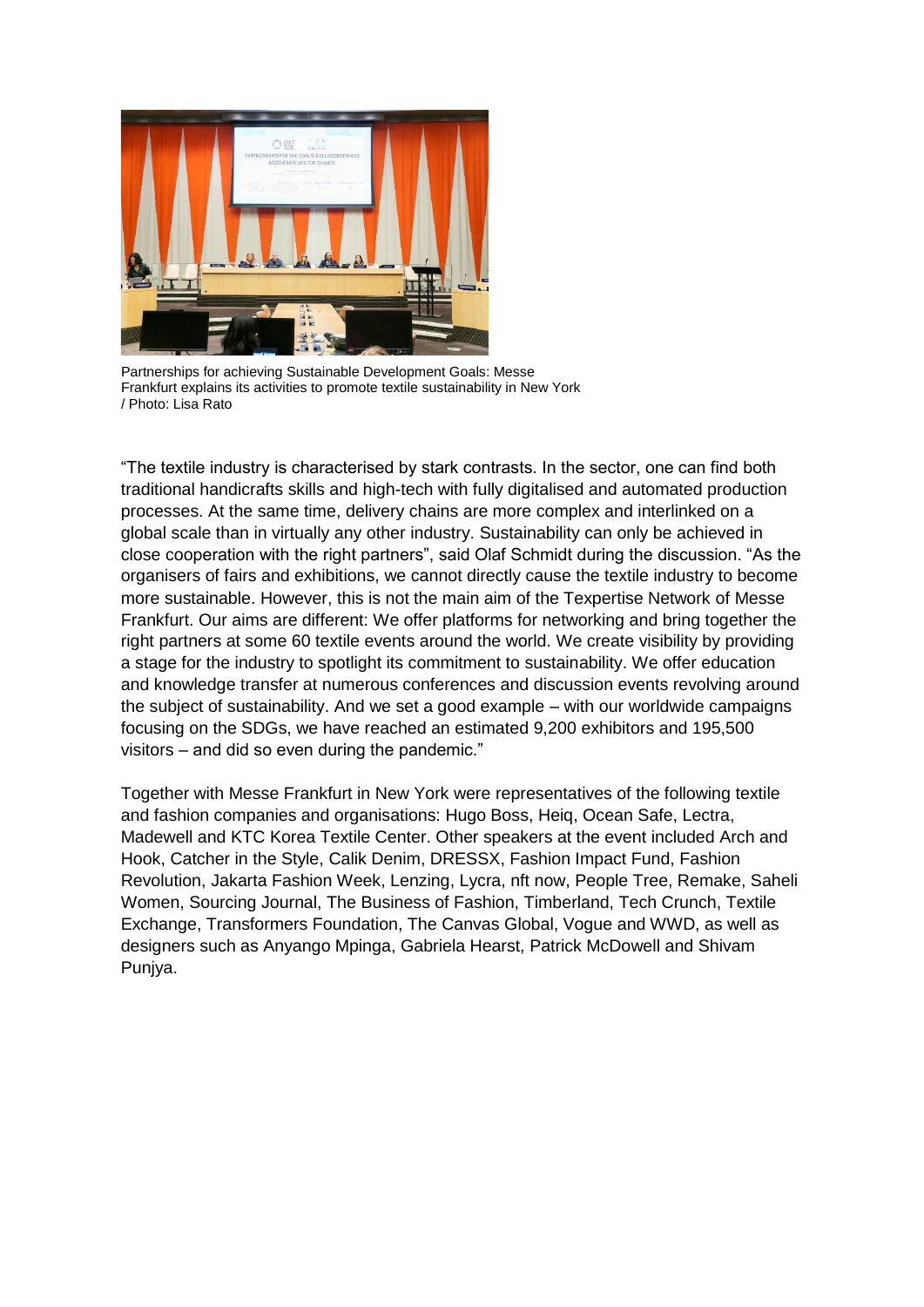Partnerships for achieving Sustainable Development Goals: Messe Frankfurt explains its activities to promote textile sustainability in New York / Photo: Lisa Rato

"The textile industry is characterised by stark contrasts. In the sector, one can find both traditional handicrafts skills and high-tech with fully digitalised and automated production processes. At the same time, delivery chains are more complex and interlinked on a global scale than in virtually any other industry. Sustainability can only be achieved in close cooperation with the right partners", said Olaf Schmidt during the discussion. "As the organisers of fairs and exhibitions, we cannot directly cause the textile industry to become more sustainable. However, this is not the main aim of the Texpertise Network of Messe Frankfurt. Our aims are different: We offer platforms for networking and bring together the right partners at some 60 textile events around the world. We create visibility by providing a stage for the industry to spotlight its commitment to sustainability. We offer education and knowledge transfer at numerous conferences and discussion events revolving around the subject of sustainability. And we set a good example – with our worldwide campaigns focusing on the SDGs, we have reached an estimated 9,200 exhibitors and 195,500 visitors – and did so even during the pandemic."

Together with Messe Frankfurt in New York were representatives of the following textile and fashion companies and organisations: Hugo Boss, Heiq, Ocean Safe, Lectra, Madewell and KTC Korea Textile Center. Other speakers at the event included Arch and Hook, Catcher in the Style, Calik Denim, DRESSX, Fashion Impact Fund, Fashion Revolution, Jakarta Fashion Week, Lenzing, Lycra, nft now, People Tree, Remake, Saheli Women, Sourcing Journal, The Business of Fashion, Timberland, Tech Crunch, Textile Exchange, Transformers Foundation, The Canvas Global, Vogue and WWD, as well as designers such as Anyango Mpinga, Gabriela Hearst, Patrick McDowell and Shivam Punjya.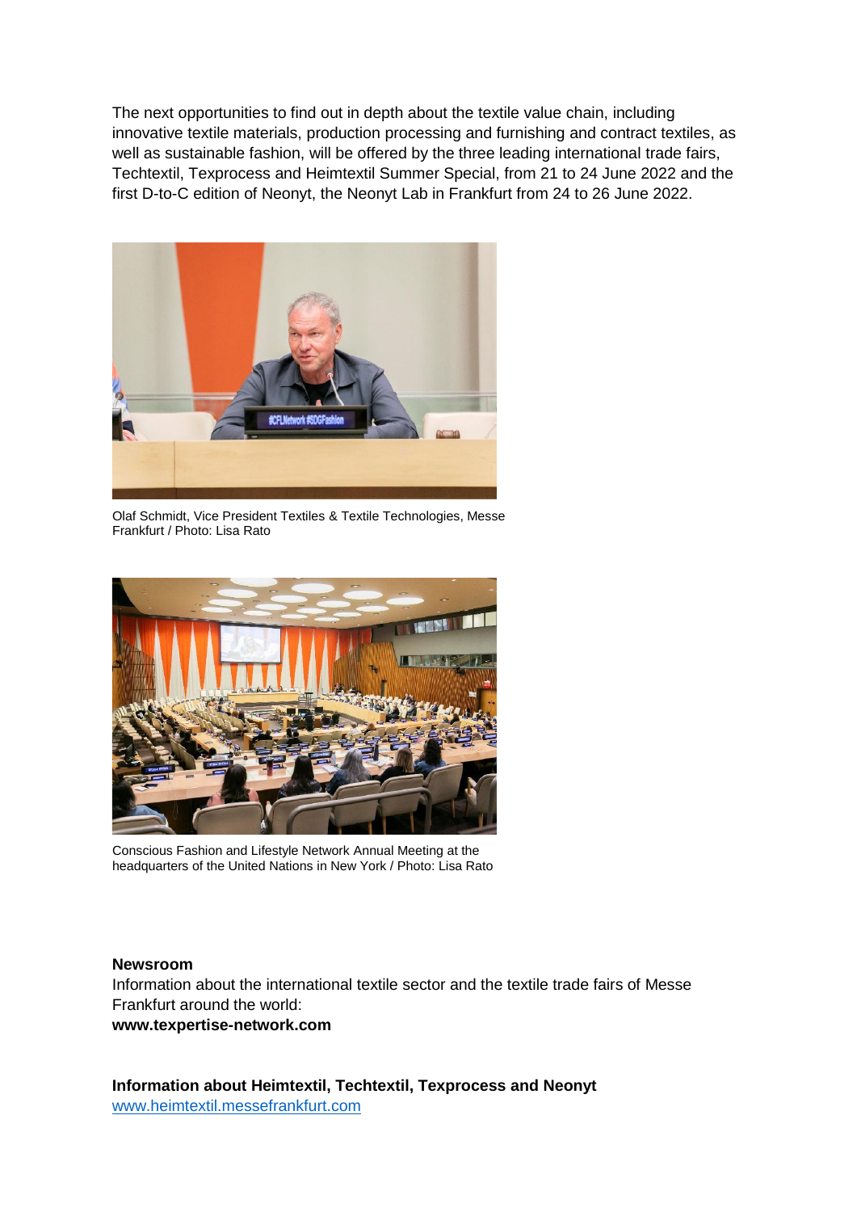The next opportunities to find out in depth about the textile value chain, including innovative textile materials, production processing and furnishing and contract textiles, as well as sustainable fashion, will be offered by the three leading international trade fairs, Techtextil, Texprocess and Heimtextil Summer Special, from 21 to 24 June 2022 and the first D-to-C edition of Neonyt, the Neonyt Lab in Frankfurt from 24 to 26 June 2022.

Olaf Schmidt, Vice President Textiles & Textile Technologies, Messe Frankfurt / Photo: Lisa Rato

Conscious Fashion and Lifestyle Network Annual Meeting at the headquarters of the United Nations in New York / Photo: Lisa Rato

**Newsroom**
Information about the international textile sector and the textile trade fairs of Messe Frankfurt around the world:
**www.texpertise-network.com**

**Information about Heimtextil, Techtextil, Texprocess and Neonyt**
www.heimtextil.messefrankfurt.com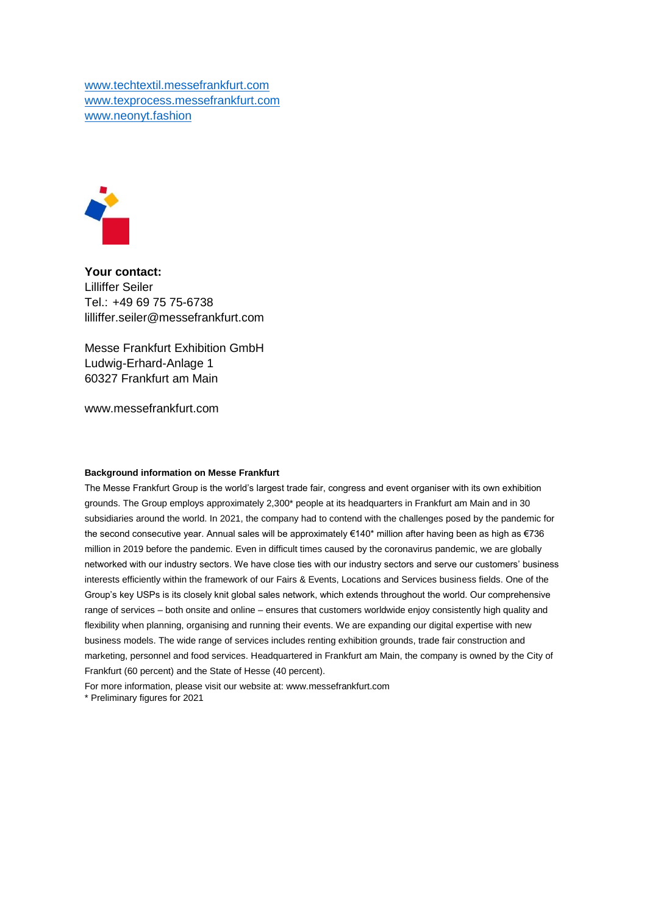www.techtextil.messefrankfurt.com
www.texprocess.messefrankfurt.com
www.neonyt.fashion

**Your contact:**
Lilliffer Seiler
Tel.: +49 69 75 75-6738
lilliffer.seiler@messefrankfurt.com

Messe Frankfurt Exhibition GmbH
Ludwig-Erhard-Anlage 1
60327 Frankfurt am Main

www.messefrankfurt.com

**Background information on Messe Frankfurt**

The Messe Frankfurt Group is the world's largest trade fair, congress and event organiser with its own exhibition grounds. The Group employs approximately 2,300* people at its headquarters in Frankfurt am Main and in 30 subsidiaries around the world. In 2021, the company had to contend with the challenges posed by the pandemic for the second consecutive year. Annual sales will be approximately €140* million after having been as high as €736 million in 2019 before the pandemic. Even in difficult times caused by the coronavirus pandemic, we are globally networked with our industry sectors. We have close ties with our industry sectors and serve our customers' business interests efficiently within the framework of our Fairs & Events, Locations and Services business fields. One of the Group's key USPs is its closely knit global sales network, which extends throughout the world. Our comprehensive range of services – both onsite and online – ensures that customers worldwide enjoy consistently high quality and flexibility when planning, organising and running their events. We are expanding our digital expertise with new business models. The wide range of services includes renting exhibition grounds, trade fair construction and marketing, personnel and food services. Headquartered in Frankfurt am Main, the company is owned by the City of Frankfurt (60 percent) and the State of Hesse (40 percent).

For more information, please visit our website at: www.messefrankfurt.com
* Preliminary figures for 2021